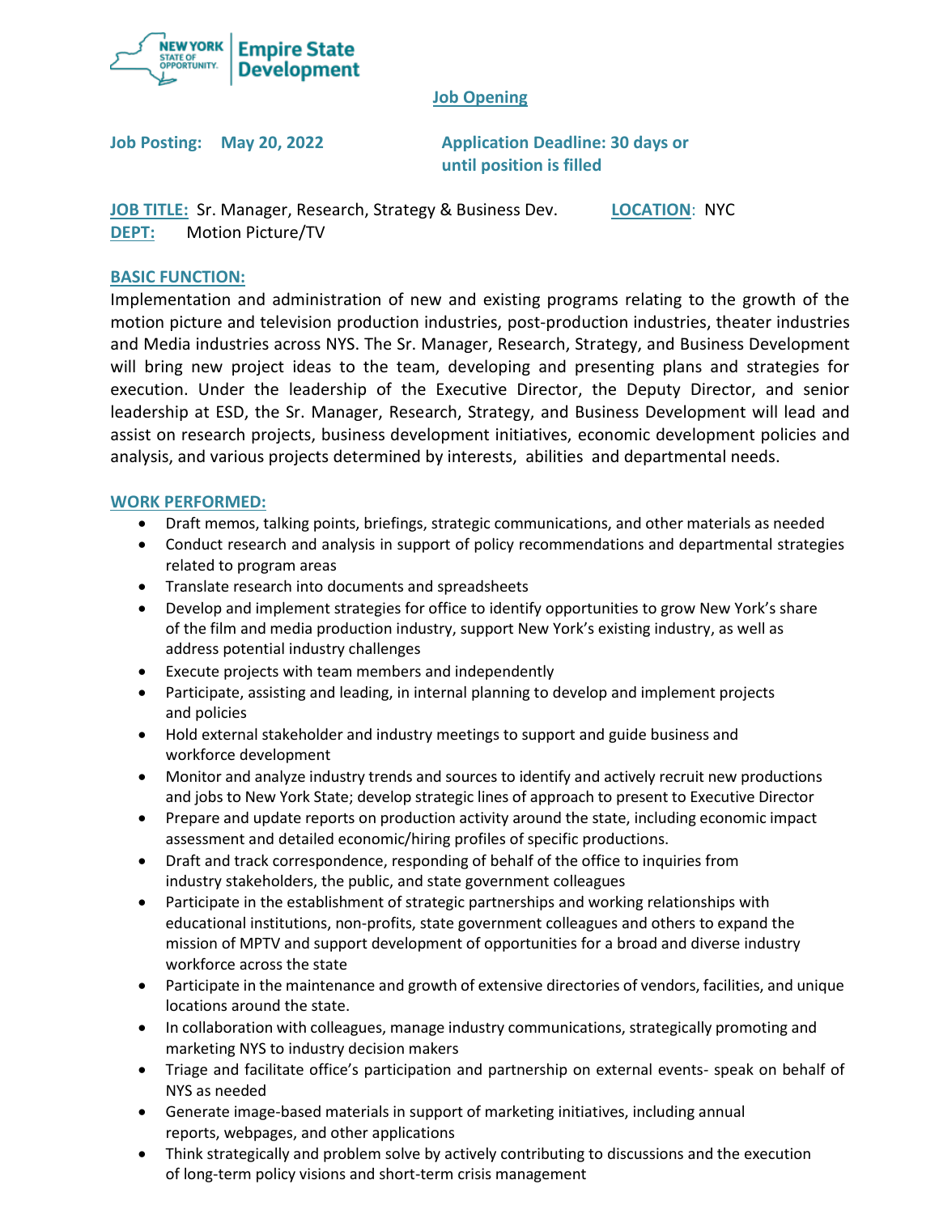NEW YORK STATE OF OPPORTUNITY. | Empire State Development

## Job Opening

**Job Posting:** May 20, 2022

**Application Deadline:** 30 days or until position is filled

**JOB TITLE:** Sr. Manager, Research, Strategy & Business Dev.

**LOCATION:** NYC

**DEPT:** Motion Picture/TV

### BASIC FUNCTION:

Implementation and administration of new and existing programs relating to the growth of the motion picture and television production industries, post-production industries, theater industries and Media industries across NYS. The Sr. Manager, Research, Strategy, and Business Development will bring new project ideas to the team, developing and presenting plans and strategies for execution. Under the leadership of the Executive Director, the Deputy Director, and senior leadership at ESD, the Sr. Manager, Research, Strategy, and Business Development will lead and assist on research projects, business development initiatives, economic development policies and analysis, and various projects determined by interests, abilities and departmental needs.

### WORK PERFORMED:

- Draft memos, talking points, briefings, strategic communications, and other materials as needed
- Conduct research and analysis in support of policy recommendations and departmental strategies related to program areas
- Translate research into documents and spreadsheets
- Develop and implement strategies for office to identify opportunities to grow New York's share of the film and media production industry, support New York's existing industry, as well as address potential industry challenges
- Execute projects with team members and independently
- Participate, assisting and leading, in internal planning to develop and implement projects and policies
- Hold external stakeholder and industry meetings to support and guide business and workforce development
- Monitor and analyze industry trends and sources to identify and actively recruit new productions and jobs to New York State; develop strategic lines of approach to present to Executive Director
- Prepare and update reports on production activity around the state, including economic impact assessment and detailed economic/hiring profiles of specific productions.
- Draft and track correspondence, responding of behalf of the office to inquiries from industry stakeholders, the public, and state government colleagues
- Participate in the establishment of strategic partnerships and working relationships with educational institutions, non-profits, state government colleagues and others to expand the mission of MPTV and support development of opportunities for a broad and diverse industry workforce across the state
- Participate in the maintenance and growth of extensive directories of vendors, facilities, and unique locations around the state.
- In collaboration with colleagues, manage industry communications, strategically promoting and marketing NYS to industry decision makers
- Triage and facilitate office's participation and partnership on external events- speak on behalf of NYS as needed
- Generate image-based materials in support of marketing initiatives, including annual reports, webpages, and other applications
- Think strategically and problem solve by actively contributing to discussions and the execution of long-term policy visions and short-term crisis management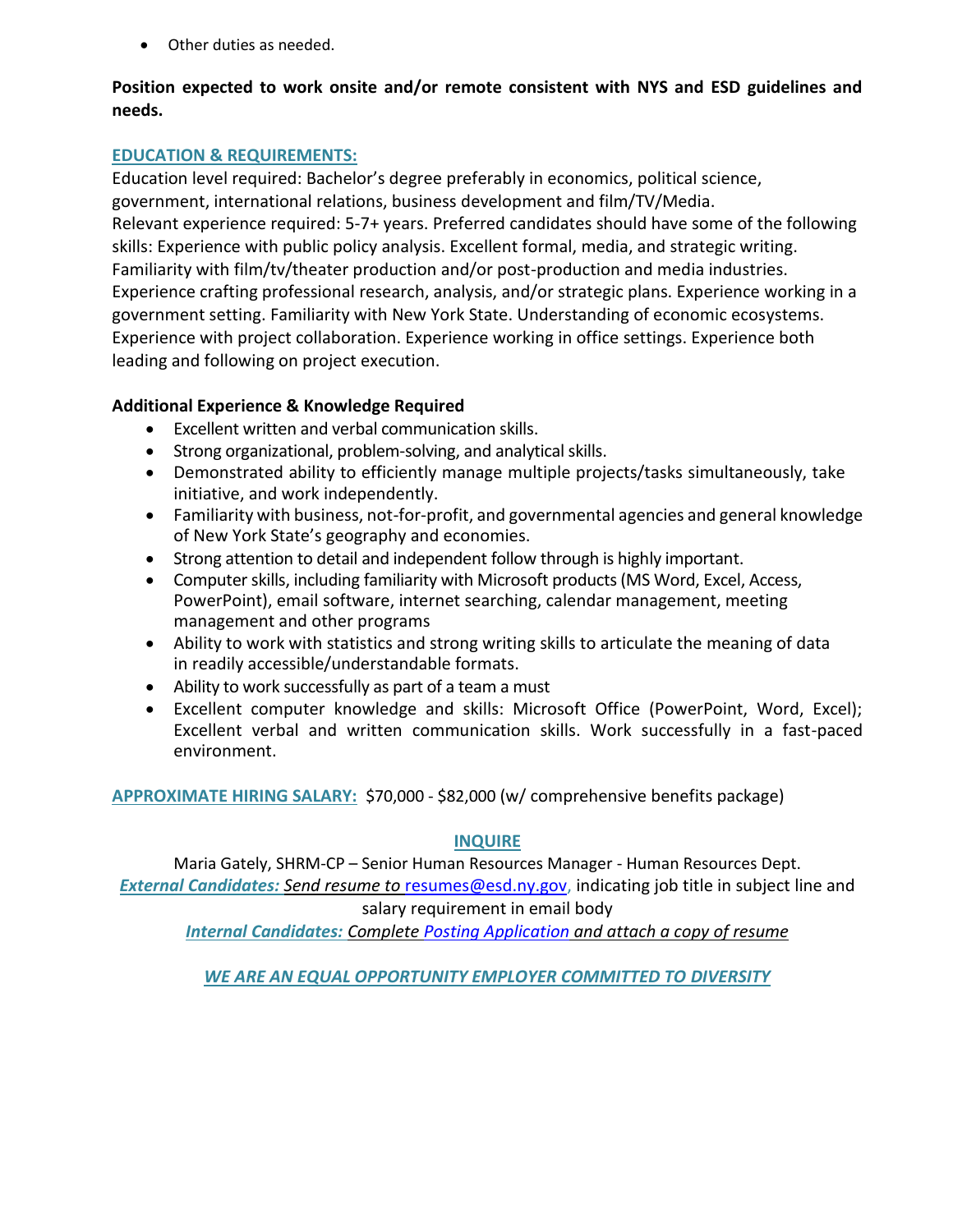- Other duties as needed.

**Position expected to work onsite and/or remote consistent with NYS and ESD guidelines and needs.**

## EDUCATION & REQUIREMENTS:

Education level required: Bachelor's degree preferably in economics, political science, government, international relations, business development and film/TV/Media.
Relevant experience required: 5-7+ years. Preferred candidates should have some of the following skills: Experience with public policy analysis. Excellent formal, media, and strategic writing. Familiarity with film/tv/theater production and/or post-production and media industries. Experience crafting professional research, analysis, and/or strategic plans. Experience working in a government setting. Familiarity with New York State. Understanding of economic ecosystems. Experience with project collaboration. Experience working in office settings. Experience both leading and following on project execution.

**Additional Experience & Knowledge Required**

- Excellent written and verbal communication skills.
- Strong organizational, problem-solving, and analytical skills.
- Demonstrated ability to efficiently manage multiple projects/tasks simultaneously, take initiative, and work independently.
- Familiarity with business, not-for-profit, and governmental agencies and general knowledge of New York State's geography and economies.
- Strong attention to detail and independent follow through is highly important.
- Computer skills, including familiarity with Microsoft products (MS Word, Excel, Access, PowerPoint), email software, internet searching, calendar management, meeting management and other programs
- Ability to work with statistics and strong writing skills to articulate the meaning of data in readily accessible/understandable formats.
- Ability to work successfully as part of a team a must
- Excellent computer knowledge and skills: Microsoft Office (PowerPoint, Word, Excel); Excellent verbal and written communication skills. Work successfully in a fast-paced environment.

**APPROXIMATE HIRING SALARY:** $70,000 - $82,000 (w/ comprehensive benefits package)

## INQUIRE

Maria Gately, SHRM-CP – Senior Human Resources Manager - Human Resources Dept.

***External Candidates:*** *Send resume to* resumes@esd.ny.gov, indicating job title in subject line and salary requirement in email body

***Internal Candidates:*** *Complete Posting Application and attach a copy of resume*

***WE ARE AN EQUAL OPPORTUNITY EMPLOYER COMMITTED TO DIVERSITY***